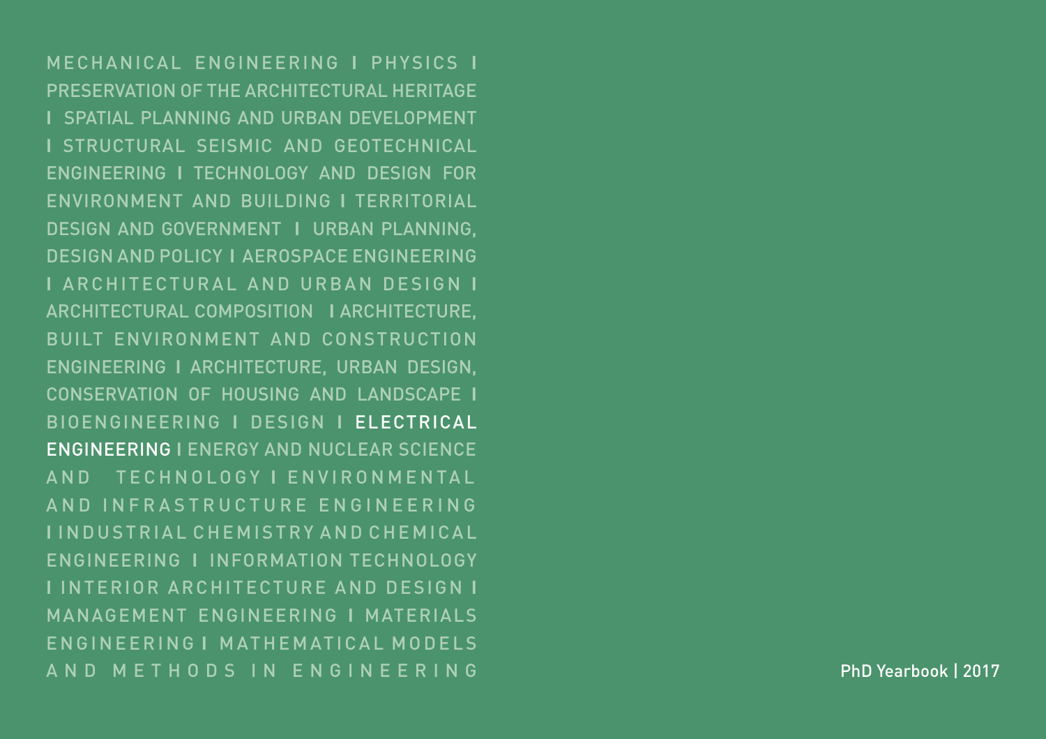MECHANICAL ENGINEERING I PHYSICS I PRESERVATION OF THE ARCHITECTURAL HERITAGE I SPATIAL PLANNING AND URBAN DEVELOPMENT I STRUCTURAL SEISMIC AND GEOTECHNICAL ENGINEERING I TECHNOLOGY AND DESIGN FOR ENVIRONMENT AND BUILDING I TERRITORIAL DESIGN AND GOVERNMENT I URBAN PLANNING, DESIGN AND POLICY I AEROSPACE ENGINEERING I ARCHITECTURAL AND URBAN DESIGN I ARCHITECTURAL COMPOSITION I ARCHITECTURE, BUILT ENVIRONMENT AND CONSTRUCTION ENGINEERING I ARCHITECTURE, URBAN DESIGN, CONSERVATION OF HOUSING AND LANDSCAPE I BIOENGINEERING I DESIGN I **ELECTRICAL ENGINEERING** I ENERGY AND NUCLEAR SCIENCE AND TECHNOLOGY I ENVIRONMENTAL AND INFRASTRUCTURE ENGINEERING I INDUSTRIAL CHEMISTRY AND CHEMICAL ENGINEERING I INFORMATION TECHNOLOGY I INTERIOR ARCHITECTURE AND DESIGN I MANAGEMENT ENGINEERING I MATERIALS ENGINEERING I MATHEMATICAL MODELS AND METHODS IN ENGINEERING

PhD Yearbook | 2017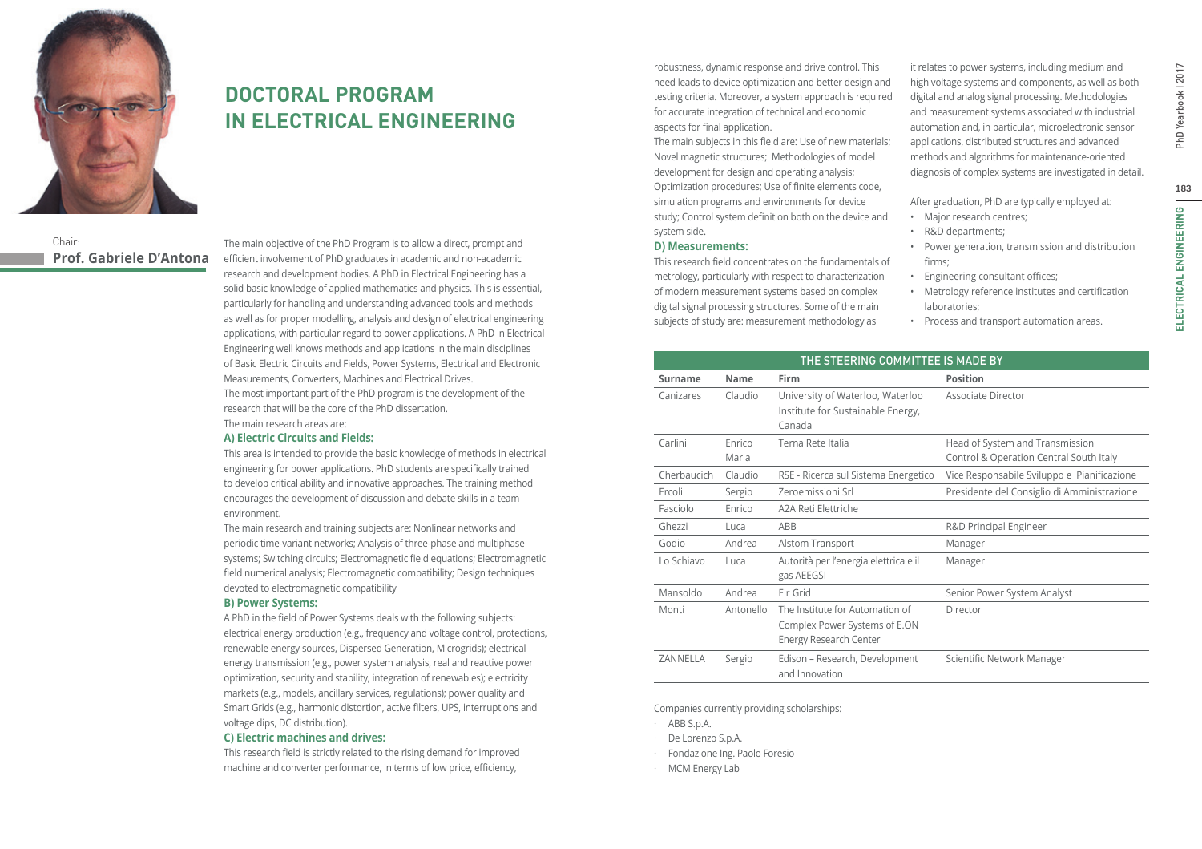# DOCTORAL PROGRAM IN ELECTRICAL ENGINEERING

Chair:
**Prof. Gabriele D'Antona**

The main objective of the PhD Program is to allow a direct, prompt and efficient involvement of PhD graduates in academic and non-academic research and development bodies. A PhD in Electrical Engineering has a solid basic knowledge of applied mathematics and physics. This is essential, particularly for handling and understanding advanced tools and methods as well as for proper modelling, analysis and design of electrical engineering applications, with particular regard to power applications. A PhD in Electrical Engineering well knows methods and applications in the main disciplines of Basic Electric Circuits and Fields, Power Systems, Electrical and Electronic Measurements, Converters, Machines and Electrical Drives.
The most important part of the PhD program is the development of the research that will be the core of the PhD dissertation.
The main research areas are:

### A) Electric Circuits and Fields:

This area is intended to provide the basic knowledge of methods in electrical engineering for power applications. PhD students are specifically trained to develop critical ability and innovative approaches. The training method encourages the development of discussion and debate skills in a team environment.
The main research and training subjects are: Nonlinear networks and periodic time-variant networks; Analysis of three-phase and multiphase systems; Switching circuits; Electromagnetic field equations; Electromagnetic field numerical analysis; Electromagnetic compatibility; Design techniques devoted to electromagnetic compatibility

### B) Power Systems:

A PhD in the field of Power Systems deals with the following subjects: electrical energy production (e.g., frequency and voltage control, protections, renewable energy sources, Dispersed Generation, Microgrids); electrical energy transmission (e.g., power system analysis, real and reactive power optimization, security and stability, integration of renewables); electricity markets (e.g., models, ancillary services, regulations); power quality and Smart Grids (e.g., harmonic distortion, active filters, UPS, interruptions and voltage dips, DC distribution).

### C) Electric machines and drives:

This research field is strictly related to the rising demand for improved machine and converter performance, in terms of low price, efficiency, robustness, dynamic response and drive control. This need leads to device optimization and better design and testing criteria. Moreover, a system approach is required for accurate integration of technical and economic aspects for final application.
The main subjects in this field are: Use of new materials; Novel magnetic structures; Methodologies of model development for design and operating analysis; Optimization procedures; Use of finite elements code, simulation programs and environments for device study; Control system definition both on the device and system side.

### D) Measurements:

This research field concentrates on the fundamentals of metrology, particularly with respect to characterization of modern measurement systems based on complex digital signal processing structures. Some of the main subjects of study are: measurement methodology as it relates to power systems, including medium and high voltage systems and components, as well as both digital and analog signal processing. Methodologies and measurement systems associated with industrial automation and, in particular, microelectronic sensor applications, distributed structures and advanced methods and algorithms for maintenance-oriented diagnosis of complex systems are investigated in detail.

After graduation, PhD are typically employed at:

- Major research centres;
- R&D departments;
- Power generation, transmission and distribution firms;
- Engineering consultant offices;
- Metrology reference institutes and certification laboratories;
- Process and transport automation areas.

| THE STEERING COMMITTEE IS MADE BY | | | |
|---|---|---|---|
| **Surname** | **Name** | **Firm** | **Position** |
| Canizares | Claudio | University of Waterloo, Waterloo Institute for Sustainable Energy, Canada | Associate Director |
| Carlini | Enrico Maria | Terna Rete Italia | Head of System and Transmission Control & Operation Central South Italy |
| Cherbaucich | Claudio | RSE - Ricerca sul Sistema Energetico | Vice Responsabile Sviluppo e Pianificazione |
| Ercoli | Sergio | Zeroemissioni Srl | Presidente del Consiglio di Amministrazione |
| Fasciolo | Enrico | A2A Reti Elettriche | |
| Ghezzi | Luca | ABB | R&D Principal Engineer |
| Godio | Andrea | Alstom Transport | Manager |
| Lo Schiavo | Luca | Autorità per l'energia elettrica e il gas AEEGSI | Manager |
| Mansoldo | Andrea | Eir Grid | Senior Power System Analyst |
| Monti | Antonello | The Institute for Automation of Complex Power Systems of E.ON Energy Research Center | Director |
| ZANNELLA | Sergio | Edison – Research, Development and Innovation | Scientific Network Manager |

Companies currently providing scholarships:

- ABB S.p.A.
- De Lorenzo S.p.A.
- Fondazione Ing. Paolo Foresio
- MCM Energy Lab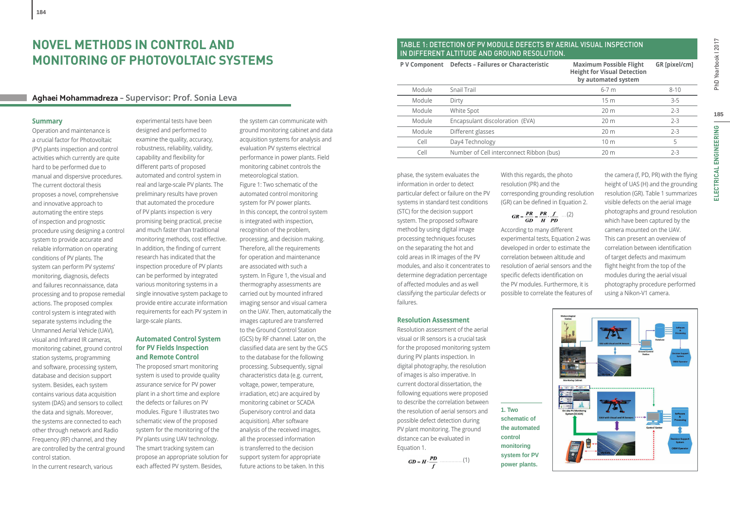# NOVEL METHODS IN CONTROL AND MONITORING OF PHOTOVOLTAIC SYSTEMS

**Aghaei Mohammadreza** - Supervisor: Prof. Sonia Leva

## Summary

Operation and maintenance is a crucial factor for Photovoltaic (PV) plants inspection and control activities which currently are quite hard to be performed due to manual and dispersive procedures. The current doctoral thesis proposes a novel, comprehensive and innovative approach to automating the entire steps of inspection and prognostic procedure using designing a control system to provide accurate and reliable information on operating conditions of PV plants. The system can perform PV systems' monitoring, diagnosis, defects and failures reconnaissance, data processing and to propose remedial actions. The proposed complex control system is integrated with separate systems including the Unmanned Aerial Vehicle (UAV), visual and Infrared IR cameras, monitoring cabinet, ground control station systems, programming and software, processing system, database and decision support system. Besides, each system contains various data acquisition system (DAS) and sensors to collect the data and signals. Moreover, the systems are connected to each other through network and Radio Frequency (RF) channel, and they are controlled by the central ground control station.

In the current research, various experimental tests have been designed and performed to examine the quality, accuracy, robustness, reliability, validity, capability and flexibility for different parts of proposed automated and control system in real and large-scale PV plants. The preliminary results have proven that automated the procedure of PV plants inspection is very promising being practical, precise and much faster than traditional monitoring methods, cost effective. In addition, the finding of current research has indicated that the inspection procedure of PV plants can be performed by integrating various monitoring systems in a single innovative system package to provide entire accurate information requirements for each PV system in large-scale plants.

## Automated Control System for PV Fields Inspection and Remote Control

The proposed smart monitoring system is used to provide quality assurance service for PV power plant in a short time and explore the defects or failures on PV modules. Figure 1 illustrates two schematic view of the proposed system for the monitoring of the PV plants using UAV technology. The smart tracking system can propose an appropriate solution for each affected PV system. Besides, the system can communicate with ground monitoring cabinet and data acquisition systems for analysis and evaluation PV systems electrical performance in power plants. Field monitoring cabinet controls the meteorological station.

Figure 1: Two schematic of the automated control monitoring system for PV power plants.

In this concept, the control system is integrated with inspection, recognition of the problem, processing, and decision making. Therefore, all the requirements for operation and maintenance are associated with such a system. In Figure 1, the visual and thermography assessments are carried out by mounted infrared imaging sensor and visual camera on the UAV. Then, automatically the images captured are transferred to the Ground Control Station (GCS) by RF channel. Later on, the classified data are sent by the GCS to the database for the following processing. Subsequently, signal characteristics data (e.g. current, voltage, power, temperature, irradiation, etc) are acquired by monitoring cabinet or SCADA (Supervisory control and data acquisition). After software analysis of the received images, all the processed information is transferred to the decision support system for appropriate future actions to be taken. In this phase, the system evaluates the information in order to detect particular defect or failure on the PV systems in standard test conditions (STC) for the decision support system. The proposed software method by using digital image processing techniques focuses on the separating the hot and cold areas in IR images of the PV modules, and also it concentrates to determine degradation percentage of affected modules and as well classifying the particular defects or failures.

## Resolution Assessment

Resolution assessment of the aerial visual or IR sensors is a crucial task for the proposed monitoring system during PV plants inspection. In digital photography, the resolution of images is also imperative. In current doctoral dissertation, the following equations were proposed to describe the correlation between the resolution of aerial sensors and possible defect detection during PV plant monitoring. The ground distance can be evaluated in Equation 1.

$$GD = H \cdot \frac{PD}{f} \quad (1)$$

With this regards, the photo resolution (PR) and the corresponding grounding resolution (GR) can be defined in Equation 2.

$$GR = \frac{PR}{GD} = \frac{PR}{H} \cdot \frac{f}{PD} \quad (2)$$

According to many different experimental tests, Equation 2 was developed in order to estimate the correlation between altitude and resolution of aerial sensors and the specific defects identification on the PV modules. Furthermore, it is possible to correlate the features of the camera (f, PD, PR) with the flying height of UAS (H) and the grounding resolution (GR). Table 1 summarizes visible defects on the aerial image photographs and ground resolution which have been captured by the camera mounted on the UAV. This can present an overview of correlation between identification of target defects and maximum flight height from the top of the modules during the aerial visual photography procedure performed using a Nikon-V1 camera.

**TABLE 1: DETECTION OF PV MODULE DEFECTS BY AERIAL VISUAL INSPECTION IN DIFFERENT ALTITUDE AND GROUND RESOLUTION.**

| P V Component | Defects – Failures or Characteristic | Maximum Possible Flight Height for Visual Detection by automated system | GR [pixel/cm] |
|---|---|---|---|
| Module | Snail Trail | 6-7 m | 8-10 |
| Module | Dirty | 15 m | 3-5 |
| Module | White Spot | 20 m | 2-3 |
| Module | Encapsulant discoloration (EVA) | 20 m | 2-3 |
| Module | Different glasses | 20 m | 2-3 |
| Cell | Day4 Technology | 10 m | 5 |
| Cell | Number of Cell interconnect Ribbon (bus) | 20 m | 2-3 |

1. Two schematic of the automated control monitoring system for PV power plants.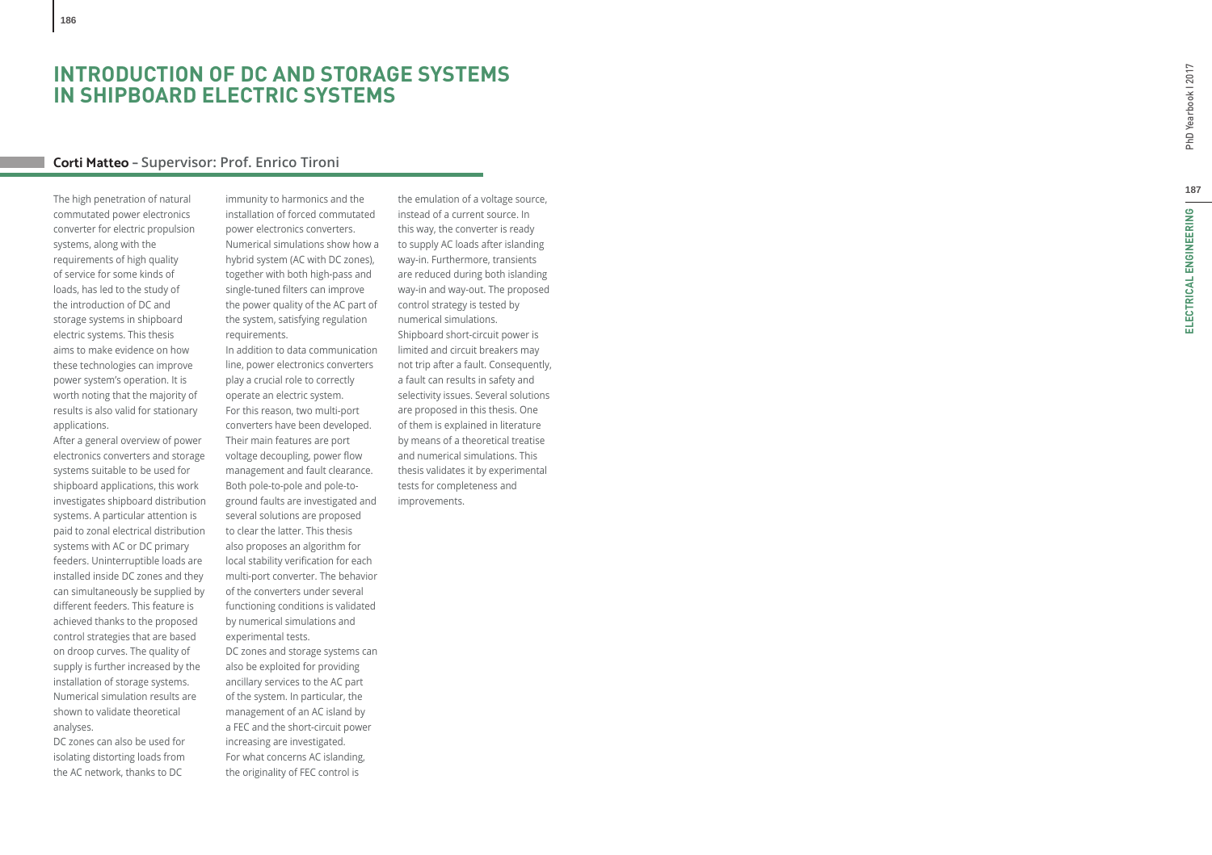# INTRODUCTION OF DC AND STORAGE SYSTEMS IN SHIPBOARD ELECTRIC SYSTEMS

**Corti Matteo** – Supervisor: Prof. Enrico Tironi

The high penetration of natural commutated power electronics converter for electric propulsion systems, along with the requirements of high quality of service for some kinds of loads, has led to the study of the introduction of DC and storage systems in shipboard electric systems. This thesis aims to make evidence on how these technologies can improve power system's operation. It is worth noting that the majority of results is also valid for stationary applications.

After a general overview of power electronics converters and storage systems suitable to be used for shipboard applications, this work investigates shipboard distribution systems. A particular attention is paid to zonal electrical distribution systems with AC or DC primary feeders. Uninterruptible loads are installed inside DC zones and they can simultaneously be supplied by different feeders. This feature is achieved thanks to the proposed control strategies that are based on droop curves. The quality of supply is further increased by the installation of storage systems. Numerical simulation results are shown to validate theoretical analyses.

DC zones can also be used for isolating distorting loads from the AC network, thanks to DC immunity to harmonics and the installation of forced commutated power electronics converters. Numerical simulations show how a hybrid system (AC with DC zones), together with both high-pass and single-tuned filters can improve the power quality of the AC part of the system, satisfying regulation requirements.

In addition to data communication line, power electronics converters play a crucial role to correctly operate an electric system. For this reason, two multi-port converters have been developed. Their main features are port voltage decoupling, power flow management and fault clearance. Both pole-to-pole and pole-to-ground faults are investigated and several solutions are proposed to clear the latter. This thesis also proposes an algorithm for local stability verification for each multi-port converter. The behavior of the converters under several functioning conditions is validated by numerical simulations and experimental tests.

DC zones and storage systems can also be exploited for providing ancillary services to the AC part of the system. In particular, the management of an AC island by a FEC and the short-circuit power increasing are investigated. For what concerns AC islanding, the originality of FEC control is the emulation of a voltage source, instead of a current source. In this way, the converter is ready to supply AC loads after islanding way-in. Furthermore, transients are reduced during both islanding way-in and way-out. The proposed control strategy is tested by numerical simulations.

Shipboard short-circuit power is limited and circuit breakers may not trip after a fault. Consequently, a fault can results in safety and selectivity issues. Several solutions are proposed in this thesis. One of them is explained in literature by means of a theoretical treatise and numerical simulations. This thesis validates it by experimental tests for completeness and improvements.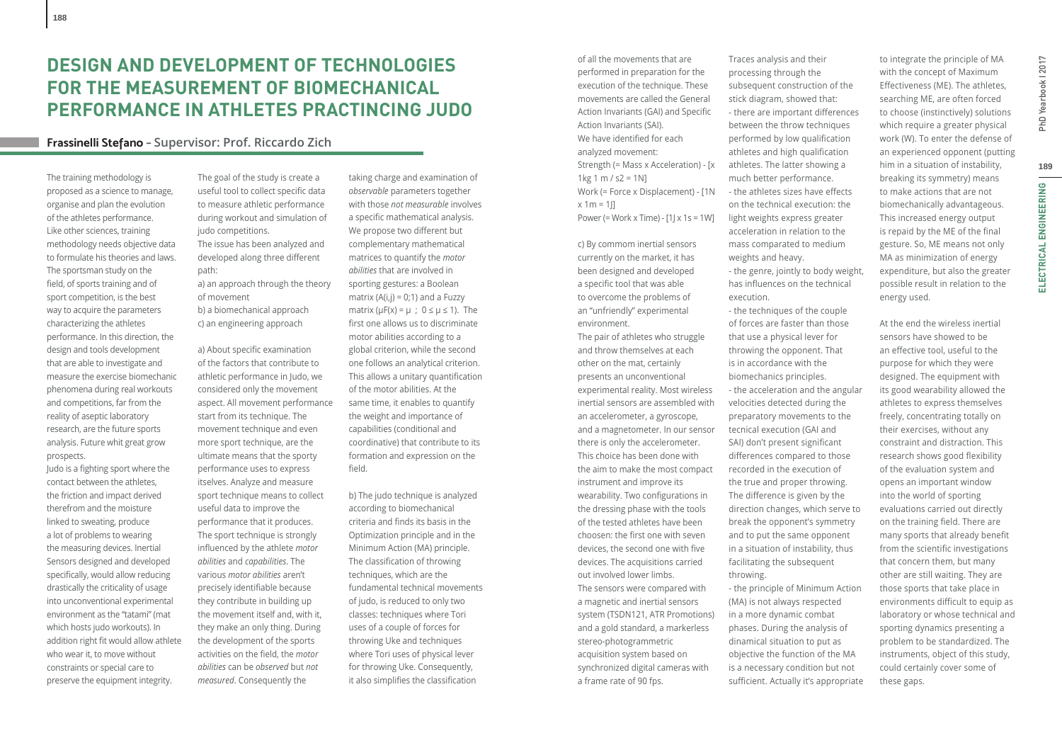# DESIGN AND DEVELOPMENT OF TECHNOLOGIES FOR THE MEASUREMENT OF BIOMECHANICAL PERFORMANCE IN ATHLETES PRACTINCING JUDO

## Frassinelli Stefano – Supervisor: Prof. Riccardo Zich

The training methodology is proposed as a science to manage, organise and plan the evolution of the athletes performance. Like other sciences, training methodology needs objective data to formulate his theories and laws. The sportsman study on the field, of sports training and of sport competition, is the best way to acquire the parameters characterizing the athletes performance. In this direction, the design and tools development that are able to investigate and measure the exercise biomechanic phenomena during real workouts and competitions, far from the reality of aseptic laboratory research, are the future sports analysis. Future whit great grow prospects.

Judo is a fighting sport where the contact between the athletes, the friction and impact derived therefrom and the moisture linked to sweating, produce a lot of problems to wearing the measuring devices. Inertial Sensors designed and developed specifically, would allow reducing drastically the criticality of usage into unconventional experimental environment as the "tatami" (mat which hosts judo workouts). In addition right fit would allow athlete who wear it, to move without constraints or special care to preserve the equipment integrity.

The goal of the study is create a useful tool to collect specific data to measure athletic performance during workout and simulation of judo competitions.

The issue has been analyzed and developed along three different path:

a) an approach through the theory of movement

b) a biomechanical approach

c) an engineering approach

a) About specific examination of the factors that contribute to athletic performance in Judo, we considered only the movement aspect. All movement performance start from its technique. The movement technique and even more sport technique, are the ultimate means that the sporty performance uses to express itselves. Analyze and measure sport technique means to collect useful data to improve the performance that it produces. The sport technique is strongly influenced by the athlete *motor abilities* and *capabilities*. The various *motor abilities* aren't precisely identifiable because they contribute in building up the movement itself and, with it, they make an only thing. During the development of the sports activities on the field, the *motor abilities* can be *observed* but *not measured*. Consequently the taking charge and examination of *observable* parameters together with those *not measurable* involves a specific mathematical analysis. We propose two different but complementary mathematical matrices to quantify the *motor abilities* that are involved in sporting gestures: a Boolean matrix ($A(i,j) = 0;1$) and a Fuzzy matrix ($\mu F(x) = \mu$ ; $0 \le \mu \le 1$). The first one allows us to discriminate motor abilities according to a global criterion, while the second one follows an analytical criterion. This allows a unitary quantification of the motor abilities. At the same time, it enables to quantify the weight and importance of capabilities (conditional and coordinative) that contribute to its formation and expression on the field.

b) The judo technique is analyzed according to biomechanical criteria and finds its basis in the Optimization principle and in the Minimum Action (MA) principle. The classification of throwing techniques, which are the fundamental technical movements of judo, is reduced to only two classes: techniques where Tori uses of a couple of forces for throwing Uke and techniques where Tori uses of physical lever for throwing Uke. Consequently, it also simplifies the classification of all the movements that are performed in preparation for the execution of the technique. These movements are called the General Action Invariants (GAI) and Specific Action Invariants (SAI).

We have identified for each analyzed movement:

Strength (= Mass x Acceleration) - [x 1kg 1 m / s2 = 1N]

Work (= Force x Displacement) - [1N x 1m = 1J]

Power (= Work x Time) - [1J x 1s = 1W]

c) By commom inertial sensors currently on the market, it has been designed and developed a specific tool that was able to overcome the problems of an "unfriendly" experimental environment.

The pair of athletes who struggle and throw themselves at each other on the mat, certainly presents an unconventional experimental reality. Most wireless inertial sensors are assembled with an accelerometer, a gyroscope, and a magnetometer. In our sensor there is only the accelerometer. This choice has been done with the aim to make the most compact instrument and improve its wearability. Two configurations in the dressing phase with the tools of the tested athletes have been choosen: the first one with seven devices, the second one with five devices. The acquisitions carried out involved lower limbs.

The sensors were compared with a magnetic and inertial sensors system (TSDN121, ATR Promotions) and a gold standard, a markerless stereo-photogrammetric acquisition system based on synchronized digital cameras with a frame rate of 90 fps.

Traces analysis and their processing through the subsequent construction of the stick diagram, showed that:

- there are important differences between the throw techniques performed by low qualification athletes and high qualification athletes. The latter showing a much better performance.
- the athletes sizes have effects on the technical execution: the light weights express greater acceleration in relation to the mass comparated to medium weights and heavy.
- the genre, jointly to body weight, has influences on the technical execution.
- the techniques of the couple of forces are faster than those that use a physical lever for throwing the opponent. That is in accordance with the biomechanics principles.
- the acceleration and the angular velocities detected during the preparatory movements to the tecnical execution (GAI and SAI) don't present significant differences compared to those recorded in the execution of the true and proper throwing. The difference is given by the direction changes, which serve to break the opponent's symmetry and to put the same opponent in a situation of instability, thus facilitating the subsequent throwing.
- the principle of Minimum Action (MA) is not always respected in a more dynamic combat phases. During the analysis of dinamical situation to put as objective the function of the MA is a necessary condition but not sufficient. Actually it's appropriate to integrate the principle of MA with the concept of Maximum Effectiveness (ME). The athletes, searching ME, are often forced to choose (instinctively) solutions which require a greater physical work (W). To enter the defense of an experienced opponent (putting him in a situation of instability, breaking its symmetry) means to make actions that are not biomechanically advantageous. This increased energy output is repaid by the ME of the final gesture. So, ME means not only MA as minimization of energy expenditure, but also the greater possible result in relation to the energy used.

At the end the wireless inertial sensors have showed to be an effective tool, useful to the purpose for which they were designed. The equipment with its good wearability allowed the athletes to express themselves freely, concentrating totally on their exercises, without any constraint and distraction. This research shows good flexibility of the evaluation system and opens an important window into the world of sporting evaluations carried out directly on the training field. There are many sports that already benefit from the scientific investigations that concern them, but many other are still waiting. They are those sports that take place in environments difficult to equip as laboratory or whose technical and sporting dynamics presenting a problem to be standardized. The instruments, object of this study, could certainly cover some of these gaps.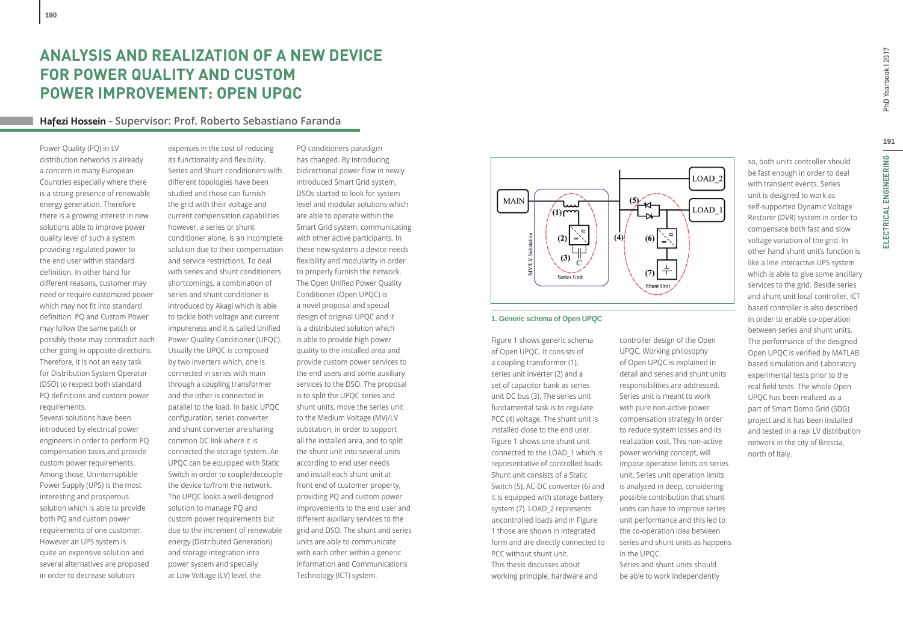# ANALYSIS AND REALIZATION OF A NEW DEVICE FOR POWER QUALITY AND CUSTOM POWER IMPROVEMENT: OPEN UPQC

**Hafezi Hossein** – Supervisor: Prof. Roberto Sebastiano Faranda

Power Quality (PQ) in LV distribution networks is already a concern in many European Countries especially where there is a strong presence of renewable energy generation. Therefore there is a growing interest in new solutions able to improve power quality level of such a system providing regulated power to the end user within standard definition. In other hand for different reasons, customer may need or require customized power which may not fit into standard definition. PQ and Custom Power may follow the same patch or possibly those may contradict each other going in opposite directions. Therefore, it is not an easy task for Distribution System Operator (DSO) to respect both standard PQ definitions and custom power requirements.

Several solutions have been introduced by electrical power engineers in order to perform PQ compensation tasks and provide custom power requirements. Among those, Uninterruptible Power Supply (UPS) is the most interesting and prosperous solution which is able to provide both PQ and custom power requirements of one customer. However an UPS system is quite an expensive solution and several alternatives are proposed in order to decrease solution expenses in the cost of reducing its functionality and flexibility. Series and Shunt conditioners with different topologies have been studied and those can furnish the grid with their voltage and current compensation capabilities however, a series or shunt conditioner alone, is an incomplete solution due to their compensation and service restrictions. To deal with series and shunt conditioners shortcomings, a combination of series and shunt conditioner is introduced by Akagi which is able to tackle both voltage and current impureness and it is called Unified Power Quality Conditioner (UPQC). Usually the UPQC is composed by two inverters which, one is connected in series with main through a coupling transformer and the other is connected in parallel to the load. In basic UPQC configuration, series converter and shunt converter are sharing common DC link where it is connected the storage system. An UPQC can be equipped with Static Switch in order to couple/decouple the device to/from the network. The UPQC looks a well-designed solution to manage PQ and custom power requirements but due to the increment of renewable energy (Distributed Generation) and storage integration into power system and specially at Low Voltage (LV) level, the PQ conditioners paradigm has changed. By introducing bidirectional power flow in newly introduced Smart Grid system, DSOs started to look for system level and modular solutions which are able to operate within the Smart Grid system, communicating with other active participants. In these new systems a device needs flexibility and modularity in order to properly furnish the network. The Open Unified Power Quality Conditioner (Open UPQC) is a novel proposal and special design of original UPQC and it is a distributed solution which is able to provide high power quality to the installed area and provide custom power services to the end users and some auxiliary services to the DSO. The proposal is to split the UPQC series and shunt units, move the series unit to the Medium Voltage (MV)/LV substation, in order to support all the installed area, and to split the shunt unit into several units according to end user needs and install each shunt unit at front end of customer property, providing PQ and custom power improvements to the end user and different auxiliary services to the grid and DSO. The shunt and series units are able to communicate with each other within a generic Information and Communications Technology (ICT) system.

**1. Generic schema of Open UPQC**

Figure 1 shows generic schema of Open UPQC. It consists of a coupling transformer (1), series unit inverter (2) and a set of capacitor bank as series unit DC bus (3). The series unit fundamental task is to regulate PCC (4) voltage. The shunt unit is installed close to the end user. Figure 1 shows one shunt unit connected to the LOAD_1 which is representative of controlled loads. Shunt unit consists of a Static Switch (5), AC-DC converter (6) and it is equipped with storage battery system (7). LOAD_2 represents uncontrolled loads and in Figure 1 those are shown in integrated form and are directly connected to PCC without shunt unit.

This thesis discusses about working principle, hardware and controller design of the Open UPQC. Working philosophy of Open UPQC is explained in detail and series and shunt units responsibilities are addressed. Series unit is meant to work with pure non-active power compensation strategy in order to reduce system losses and its realization cost. This non-active power working concept, will impose operation limits on series unit. Series unit operation limits is analyzed in deep, considering possible contribution that shunt units can have to improve series unit performance and this led to the co-operation idea between series and shunt units as happens in the UPQC.

Series and shunt units should be able to work independently so, both units controller should be fast enough in order to deal with transient events. Series unit is designed to work as self-supported Dynamic Voltage Restorer (DVR) system in order to compensate both fast and slow voltage variation of the grid. In other hand shunt unit's function is like a line interactive UPS system which is able to give some ancillary services to the grid. Beside series and shunt unit local controller, ICT based controller is also described in order to enable co-operation between series and shunt units. The performance of the designed Open UPQC is verified by MATLAB based simulation and Laboratory experimental tests prior to the real field tests. The whole Open UPQC has been realized as a part of Smart Domo Grid (SDG) project and it has been installed and tested in a real LV distribution network in the city of Brescia, north of Italy.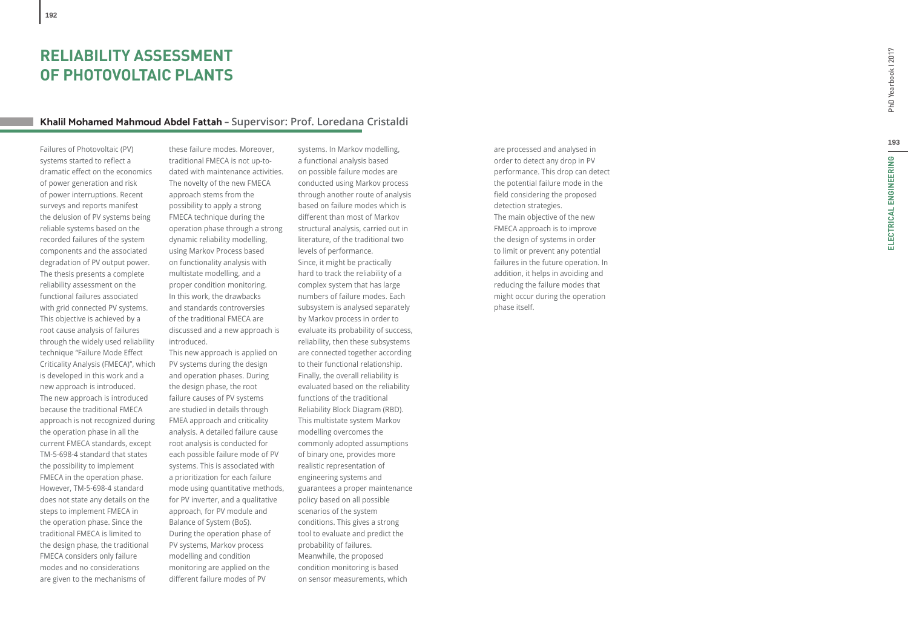# RELIABILITY ASSESSMENT OF PHOTOVOLTAIC PLANTS

**Khalil Mohamed Mahmoud Abdel Fattah** – Supervisor: Prof. Loredana Cristaldi

Failures of Photovoltaic (PV) systems started to reflect a dramatic effect on the economics of power generation and risk of power interruptions. Recent surveys and reports manifest the delusion of PV systems being reliable systems based on the recorded failures of the system components and the associated degradation of PV output power. The thesis presents a complete reliability assessment on the functional failures associated with grid connected PV systems. This objective is achieved by a root cause analysis of failures through the widely used reliability technique "Failure Mode Effect Criticality Analysis (FMECA)", which is developed in this work and a new approach is introduced. The new approach is introduced because the traditional FMECA approach is not recognized during the operation phase in all the current FMECA standards, except TM-5-698-4 standard that states the possibility to implement FMECA in the operation phase. However, TM-5-698-4 standard does not state any details on the steps to implement FMECA in the operation phase. Since the traditional FMECA is limited to the design phase, the traditional FMECA considers only failure modes and no considerations are given to the mechanisms of these failure modes. Moreover, traditional FMECA is not up-to-dated with maintenance activities. The novelty of the new FMECA approach stems from the possibility to apply a strong FMECA technique during the operation phase through a strong dynamic reliability modelling, using Markov Process based on functionality analysis with multistate modelling, and a proper condition monitoring. In this work, the drawbacks and standards controversies of the traditional FMECA are discussed and a new approach is introduced.

This new approach is applied on PV systems during the design and operation phases. During the design phase, the root failure causes of PV systems are studied in details through FMEA approach and criticality analysis. A detailed failure cause root analysis is conducted for each possible failure mode of PV systems. This is associated with a prioritization for each failure mode using quantitative methods, for PV inverter, and a qualitative approach, for PV module and Balance of System (BoS).

During the operation phase of PV systems, Markov process modelling and condition monitoring are applied on the different failure modes of PV systems. In Markov modelling, a functional analysis based on possible failure modes are conducted using Markov process through another route of analysis based on failure modes which is different than most of Markov structural analysis, carried out in literature, of the traditional two levels of performance.

Since, it might be practically hard to track the reliability of a complex system that has large numbers of failure modes. Each subsystem is analysed separately by Markov process in order to evaluate its probability of success, reliability, then these subsystems are connected together according to their functional relationship. Finally, the overall reliability is evaluated based on the reliability functions of the traditional Reliability Block Diagram (RBD). This multistate system Markov modelling overcomes the commonly adopted assumptions of binary one, provides more realistic representation of engineering systems and guarantees a proper maintenance policy based on all possible scenarios of the system conditions. This gives a strong tool to evaluate and predict the probability of failures. Meanwhile, the proposed condition monitoring is based on sensor measurements, which are processed and analysed in order to detect any drop in PV performance. This drop can detect the potential failure mode in the field considering the proposed detection strategies.

The main objective of the new FMECA approach is to improve the design of systems in order to limit or prevent any potential failures in the future operation. In addition, it helps in avoiding and reducing the failure modes that might occur during the operation phase itself.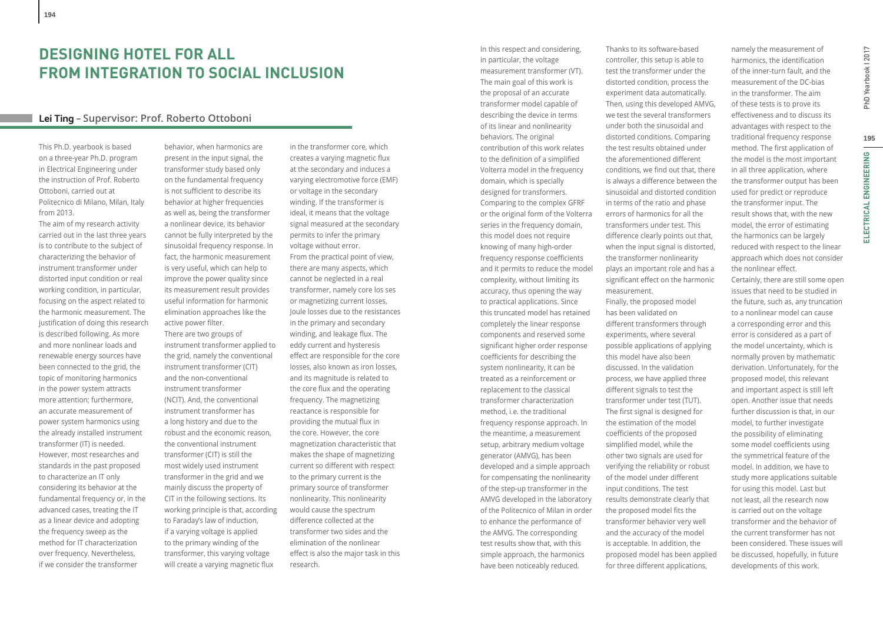# DESIGNING HOTEL FOR ALL FROM INTEGRATION TO SOCIAL INCLUSION

## Lei Ting – Supervisor: Prof. Roberto Ottoboni

This Ph.D. yearbook is based on a three-year Ph.D. program in Electrical Engineering under the instruction of Prof. Roberto Ottoboni, carried out at Politecnico di Milano, Milan, Italy from 2013.

The aim of my research activity carried out in the last three years is to contribute to the subject of characterizing the behavior of instrument transformer under distorted input condition or real working condition, in particular, focusing on the aspect related to the harmonic measurement. The justification of doing this research is described following. As more and more nonlinear loads and renewable energy sources have been connected to the grid, the topic of monitoring harmonics in the power system attracts more attention; furthermore, an accurate measurement of power system harmonics using the already installed instrument transformer (IT) is needed. However, most researches and standards in the past proposed to characterize an IT only considering its behavior at the fundamental frequency or, in the advanced cases, treating the IT as a linear device and adopting the frequency sweep as the method for IT characterization over frequency. Nevertheless, if we consider the transformer behavior, when harmonics are present in the input signal, the transformer study based only on the fundamental frequency is not sufficient to describe its behavior at higher frequencies as well as, being the transformer a nonlinear device, its behavior cannot be fully interpreted by the sinusoidal frequency response. In fact, the harmonic measurement is very useful, which can help to improve the power quality since its measurement result provides useful information for harmonic elimination approaches like the active power filter.

There are two groups of instrument transformer applied to the grid, namely the conventional instrument transformer (CIT) and the non-conventional instrument transformer (NCIT). And, the conventional instrument transformer has a long history and due to the robust and the economic reason, the conventional instrument transformer (CIT) is still the most widely used instrument transformer in the grid and we mainly discuss the property of CIT in the following sections. Its working principle is that, according to Faraday's law of induction, if a varying voltage is applied to the primary winding of the transformer, this varying voltage will create a varying magnetic flux in the transformer core, which creates a varying magnetic flux at the secondary and induces a varying electromotive force (EMF) or voltage in the secondary winding. If the transformer is ideal, it means that the voltage signal measured at the secondary permits to infer the primary voltage without error.

From the practical point of view, there are many aspects, which cannot be neglected in a real transformer, namely core los ses or magnetizing current losses, Joule losses due to the resistances in the primary and secondary winding, and leakage flux. The eddy current and hysteresis effect are responsible for the core losses, also known as iron losses, and its magnitude is related to the core flux and the operating frequency. The magnetizing reactance is responsible for providing the mutual flux in the core. However, the core magnetization characteristic that makes the shape of magnetizing current so different with respect to the primary current is the primary source of transformer nonlinearity. This nonlinearity would cause the spectrum difference collected at the transformer two sides and the elimination of the nonlinear effect is also the major task in this research.

In this respect and considering, in particular, the voltage measurement transformer (VT). The main goal of this work is the proposal of an accurate transformer model capable of describing the device in terms of its linear and nonlinearity behaviors. The original contribution of this work relates to the definition of a simplified Volterra model in the frequency domain, which is specially designed for transformers. Comparing to the complex GFRF or the original form of the Volterra series in the frequency domain, this model does not require knowing of many high-order frequency response coefficients and it permits to reduce the model complexity, without limiting its accuracy, thus opening the way to practical applications. Since this truncated model has retained completely the linear response components and reserved some significant higher order response coefficients for describing the system nonlinearity, it can be treated as a reinforcement or replacement to the classical transformer characterization method, i.e. the traditional frequency response approach. In the meantime, a measurement setup, arbitrary medium voltage generator (AMVG), has been developed and a simple approach for compensating the nonlinearity of the step-up transformer in the AMVG developed in the laboratory of the Politecnico of Milan in order to enhance the performance of the AMVG. The corresponding test results show that, with this simple approach, the harmonics have been noticeably reduced.

Thanks to its software-based controller, this setup is able to test the transformer under the distorted condition, process the experiment data automatically. Then, using this developed AMVG, we test the several transformers under both the sinusoidal and distorted conditions. Comparing the test results obtained under the aforementioned different conditions, we find out that, there is always a difference between the sinusoidal and distorted condition in terms of the ratio and phase errors of harmonics for all the transformers under test. This difference clearly points out that, when the input signal is distorted, the transformer nonlinearity plays an important role and has a significant effect on the harmonic measurement.

Finally, the proposed model has been validated on different transformers through experiments, where several possible applications of applying this model have also been discussed. In the validation process, we have applied three different signals to test the transformer under test (TUT). The first signal is designed for the estimation of the model coefficients of the proposed simplified model, while the other two signals are used for verifying the reliability or robust of the model under different input conditions. The test results demonstrate clearly that the proposed model fits the transformer behavior very well and the accuracy of the model is acceptable. In addition, the proposed model has been applied for three different applications, namely the measurement of harmonics, the identification of the inner-turn fault, and the measurement of the DC-bias in the transformer. The aim of these tests is to prove its effectiveness and to discuss its advantages with respect to the traditional frequency response method. The first application of the model is the most important in all three application, where the transformer output has been used for predict or reproduce the transformer input. The result shows that, with the new model, the error of estimating the harmonics can be largely reduced with respect to the linear approach which does not consider the nonlinear effect.

Certainly, there are still some open issues that need to be studied in the future, such as, any truncation to a nonlinear model can cause a corresponding error and this error is considered as a part of the model uncertainty, which is normally proven by mathematic derivation. Unfortunately, for the proposed model, this relevant and important aspect is still left open. Another issue that needs further discussion is that, in our model, to further investigate the possibility of eliminating some model coefficients using the symmetrical feature of the model. In addition, we have to study more applications suitable for using this model. Last but not least, all the research now is carried out on the voltage transformer and the behavior of the current transformer has not been considered. These issues will be discussed, hopefully, in future developments of this work.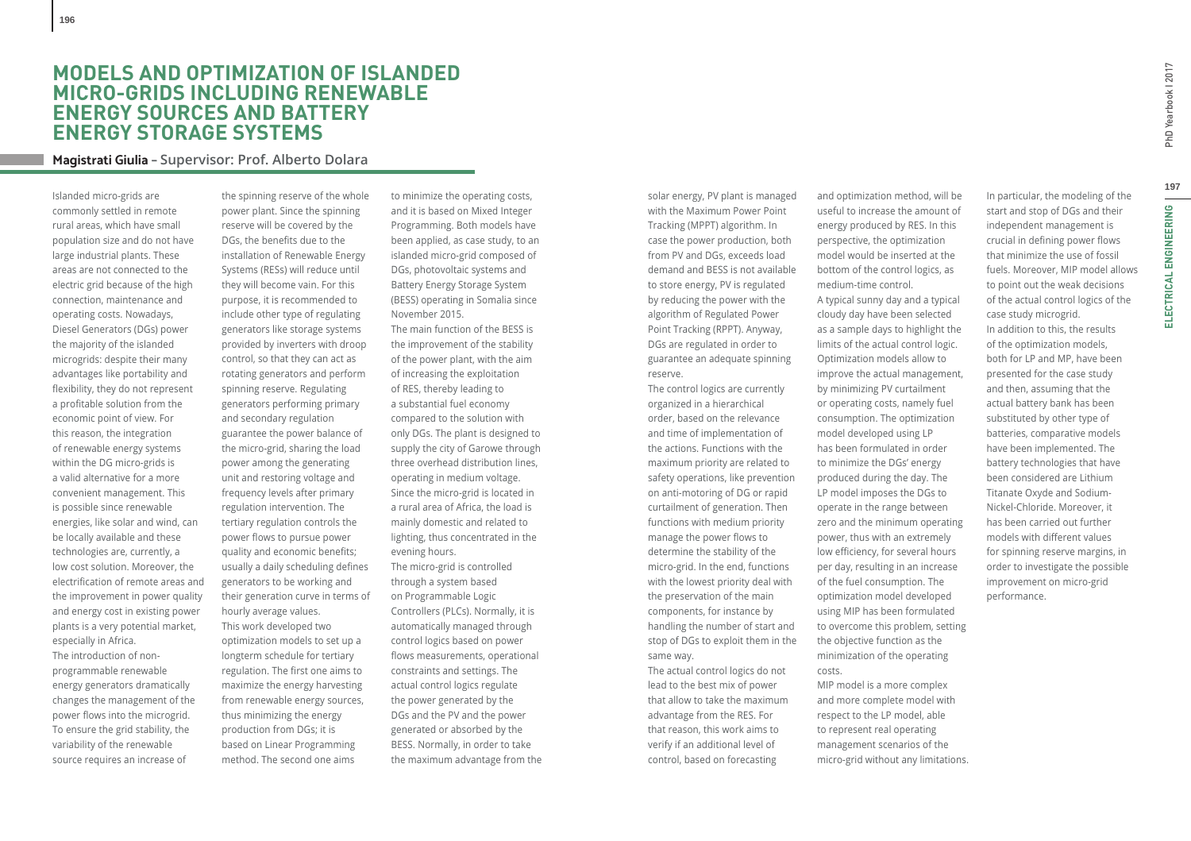# MODELS AND OPTIMIZATION OF ISLANDED MICRO-GRIDS INCLUDING RENEWABLE ENERGY SOURCES AND BATTERY ENERGY STORAGE SYSTEMS

**Magistrati Giulia** – Supervisor: Prof. Alberto Dolara

Islanded micro-grids are commonly settled in remote rural areas, which have small population size and do not have large industrial plants. These areas are not connected to the electric grid because of the high connection, maintenance and operating costs. Nowadays, Diesel Generators (DGs) power the majority of the islanded microgrids: despite their many advantages like portability and flexibility, they do not represent a profitable solution from the economic point of view. For this reason, the integration of renewable energy systems within the DG micro-grids is a valid alternative for a more convenient management. This is possible since renewable energies, like solar and wind, can be locally available and these technologies are, currently, a low cost solution. Moreover, the electrification of remote areas and the improvement in power quality and energy cost in existing power plants is a very potential market, especially in Africa.

The introduction of non-programmable renewable energy generators dramatically changes the management of the power flows into the microgrid. To ensure the grid stability, the variability of the renewable source requires an increase of the spinning reserve of the whole power plant. Since the spinning reserve will be covered by the DGs, the benefits due to the installation of Renewable Energy Systems (RESs) will reduce until they will become vain. For this purpose, it is recommended to include other type of regulating generators like storage systems provided by inverters with droop control, so that they can act as rotating generators and perform spinning reserve. Regulating generators performing primary and secondary regulation guarantee the power balance of the micro-grid, sharing the load power among the generating unit and restoring voltage and frequency levels after primary regulation intervention. The tertiary regulation controls the power flows to pursue power quality and economic benefits; usually a daily scheduling defines generators to be working and their generation curve in terms of hourly average values.

This work developed two optimization models to set up a longterm schedule for tertiary regulation. The first one aims to maximize the energy harvesting from renewable energy sources, thus minimizing the energy production from DGs; it is based on Linear Programming method. The second one aims to minimize the operating costs, and it is based on Mixed Integer Programming. Both models have been applied, as case study, to an islanded micro-grid composed of DGs, photovoltaic systems and Battery Energy Storage System (BESS) operating in Somalia since November 2015.

The main function of the BESS is the improvement of the stability of the power plant, with the aim of increasing the exploitation of RES, thereby leading to a substantial fuel economy compared to the solution with only DGs. The plant is designed to supply the city of Garowe through three overhead distribution lines, operating in medium voltage. Since the micro-grid is located in a rural area of Africa, the load is mainly domestic and related to lighting, thus concentrated in the evening hours.

The micro-grid is controlled through a system based on Programmable Logic Controllers (PLCs). Normally, it is automatically managed through control logics based on power flows measurements, operational constraints and settings. The actual control logics regulate the power generated by the DGs and the PV and the power generated or absorbed by the BESS. Normally, in order to take the maximum advantage from the solar energy, PV plant is managed with the Maximum Power Point Tracking (MPPT) algorithm. In case the power production, both from PV and DGs, exceeds load demand and BESS is not available to store energy, PV is regulated by reducing the power with the algorithm of Regulated Power Point Tracking (RPPT). Anyway, DGs are regulated in order to guarantee an adequate spinning reserve.

The control logics are currently organized in a hierarchical order, based on the relevance and time of implementation of the actions. Functions with the maximum priority are related to safety operations, like prevention on anti-motoring of DG or rapid curtailment of generation. Then functions with medium priority manage the power flows to determine the stability of the micro-grid. In the end, functions with the lowest priority deal with the preservation of the main components, for instance by handling the number of start and stop of DGs to exploit them in the same way.

The actual control logics do not lead to the best mix of power that allow to take the maximum advantage from the RES. For that reason, this work aims to verify if an additional level of control, based on forecasting and optimization method, will be useful to increase the amount of energy produced by RES. In this perspective, the optimization model would be inserted at the bottom of the control logics, as medium-time control.

A typical sunny day and a typical cloudy day have been selected as a sample days to highlight the limits of the actual control logic. Optimization models allow to improve the actual management, by minimizing PV curtailment or operating costs, namely fuel consumption. The optimization model developed using LP has been formulated in order to minimize the DGs' energy produced during the day. The LP model imposes the DGs to operate in the range between zero and the minimum operating power, thus with an extremely low efficiency, for several hours per day, resulting in an increase of the fuel consumption. The optimization model developed using MIP has been formulated to overcome this problem, setting the objective function as the minimization of the operating costs.

MIP model is a more complex and more complete model with respect to the LP model, able to represent real operating management scenarios of the micro-grid without any limitations. In particular, the modeling of the start and stop of DGs and their independent management is crucial in defining power flows that minimize the use of fossil fuels. Moreover, MIP model allows to point out the weak decisions of the actual control logics of the case study microgrid.

In addition to this, the results of the optimization models, both for LP and MP, have been presented for the case study and then, assuming that the actual battery bank has been substituted by other type of batteries, comparative models have been implemented. The battery technologies that have been considered are Lithium Titanate Oxyde and Sodium-Nickel-Chloride. Moreover, it has been carried out further models with different values for spinning reserve margins, in order to investigate the possible improvement on micro-grid performance.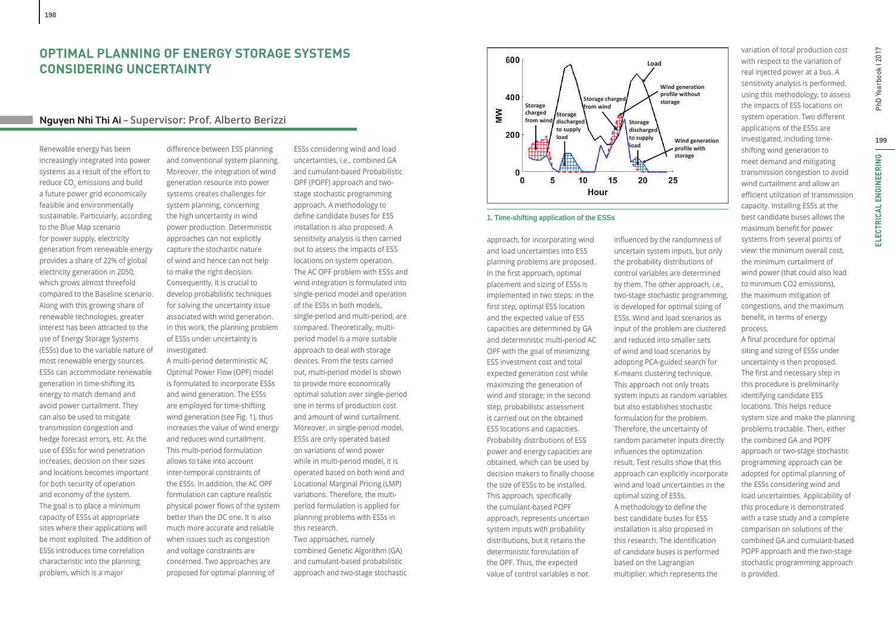# OPTIMAL PLANNING OF ENERGY STORAGE SYSTEMS CONSIDERING UNCERTAINTY

## Nguyen Nhi Thi Ai – Supervisor: Prof. Alberto Berizzi

Renewable energy has been increasingly integrated into power systems as a result of the effort to reduce $CO_2$ emissions and build a future power grid economically feasible and environmentally sustainable. Particularly, according to the Blue Map scenario for power supply, electricity generation from renewable energy provides a share of 22% of global electricity generation in 2050, which grows almost threefold compared to the Baseline scenario. Along with this growing share of renewable technologies, greater interest has been attracted to the use of Energy Storage Systems (ESSs) due to the variable nature of most renewable energy sources. ESSs can accommodate renewable generation in time-shifting its energy to match demand and avoid power curtailment. They can also be used to mitigate transmission congestion and hedge forecast errors, etc. As the use of ESSs for wind penetration increases, decision on their sizes and locations becomes important for both security of operation and economy of the system. The goal is to place a minimum capacity of ESSs at appropriate sites where their applications will be most exploited. The addition of ESSs introduces time correlation characteristic into the planning problem, which is a major difference between ESS planning and conventional system planning. Moreover, the integration of wind generation resource into power systems creates challenges for system planning, concerning the high uncertainty in wind power production. Deterministic approaches can not explicitly capture the stochastic nature of wind and hence can not help to make the right decision. Consequently, it is crucial to develop probabilistic techniques for solving the uncertainty issue associated with wind generation. In this work, the planning problem of ESSs under uncertainty is investigated.

A multi-period deterministic AC Optimal Power Flow (OPF) model is formulated to incorporate ESSs and wind generation. The ESSs are employed for time-shifting wind generation (see Fig. 1), thus increases the value of wind energy and reduces wind curtailment. This multi-period formulation allows to take into account inter-temporal constraints of the ESSs. In addition, the AC OPF formulation can capture realistic physical power flows of the system better than the DC one. It is also much more accurate and reliable when issues such as congestion and voltage constraints are concerned. Two approaches are proposed for optimal planning of ESSs considering wind and load uncertainties, i.e., combined GA and cumulant-based Probabilistic OPF (POPF) approach and two-stage stochastic programming approach. A methodology to define candidate buses for ESS installation is also proposed. A sensitivity analysis is then carried out to assess the impacts of ESS locations on system operation. The AC OPF problem with ESSs and wind integration is formulated into single-period model and operation of the ESSs in both models, single-period and multi-period, are compared. Theoretically, multi-period model is a more suitable approach to deal with storage devices. From the tests carried out, multi-period model is shown to provide more economically optimal solution over single-period one in terms of production cost and amount of wind curtailment. Moreover, in single-period model, ESSs are only operated based on variations of wind power while in multi-period model, it is operated based on both wind and Locational Marginal Pricing (LMP) variations. Therefore, the multi-period formulation is applied for planning problems with ESSs in this research.

Two approaches, namely combined Genetic Algorithm (GA) and cumulant-based probabilistic approach and two-stage stochastic approach, for incorporating wind and load uncertainties into ESS planning problems are proposed. In the first approach, optimal placement and sizing of ESSs is implemented in two steps: in the first step, optimal ESS location and the expected value of ESS capacities are determined by GA and deterministic multi-period AC OPF with the goal of minimizing ESS investment cost and total expected generation cost while maximizing the generation of wind and storage; in the second step, probabilistic assessment is carried out on the obtained ESS locations and capacities. Probability distributions of ESS power and energy capacities are obtained, which can be used by decision makers to finally choose the size of ESSs to be installed. This approach, specifically the cumulant-based POPF approach, represents uncertain system inputs with probability distributions, but it retains the deterministic formulation of the OPF. Thus, the expected value of control variables is not influenced by the randomness of uncertain system inputs, but only the probability distributions of control variables are determined by them. The other approach, i.e., two-stage stochastic programming, is developed for optimal sizing of ESSs. Wind and load scenarios as input of the problem are clustered and reduced into smaller sets of wind and load scenarios by adopting PCA-guided search for K-means clustering technique. This approach not only treats system inputs as random variables but also establishes stochastic formulation for the problem. Therefore, the uncertainty of random parameter inputs directly influences the optimization result. Test results show that this approach can explicitly incorporate wind and load uncertainties in the optimal sizing of ESSs.

A methodology to define the best candidate buses for ESS installation is also proposed in this research. The identification of candidate buses is performed based on the Lagrangian multiplier, which represents the variation of total production cost with respect to the variation of real injected power at a bus. A sensitivity analysis is performed, using this methodology, to assess the impacts of ESS locations on system operation. Two different applications of the ESSs are investigated, including time-shifting wind generation to meet demand and mitigating transmission congestion to avoid wind curtailment and allow an efficient utilization of transmission capacity. Installing ESSs at the best candidate buses allows the maximum benefit for power systems from several points of view: the minimum overall cost, the minimum curtailment of wind power (that could also lead to minimum CO2 emissions), the maximum mitigation of congestions, and the maximum benefit, in terms of energy process.

A final procedure for optimal siting and sizing of ESSs under uncertainty is then proposed. The first and necessary step in this procedure is preliminarily identifying candidate ESS locations. This helps reduce system size and make the planning problems tractable. Then, either the combined GA and POPF approach or two-stage stochastic programming approach can be adopted for optimal planning of the ESSs considering wind and load uncertainties. Applicability of this procedure is demonstrated with a case study and a complete comparison on solutions of the combined GA and cumulant-based POPF approach and the two-stage stochastic programming approach is provided.

**1. Time-shifting application of the ESSs**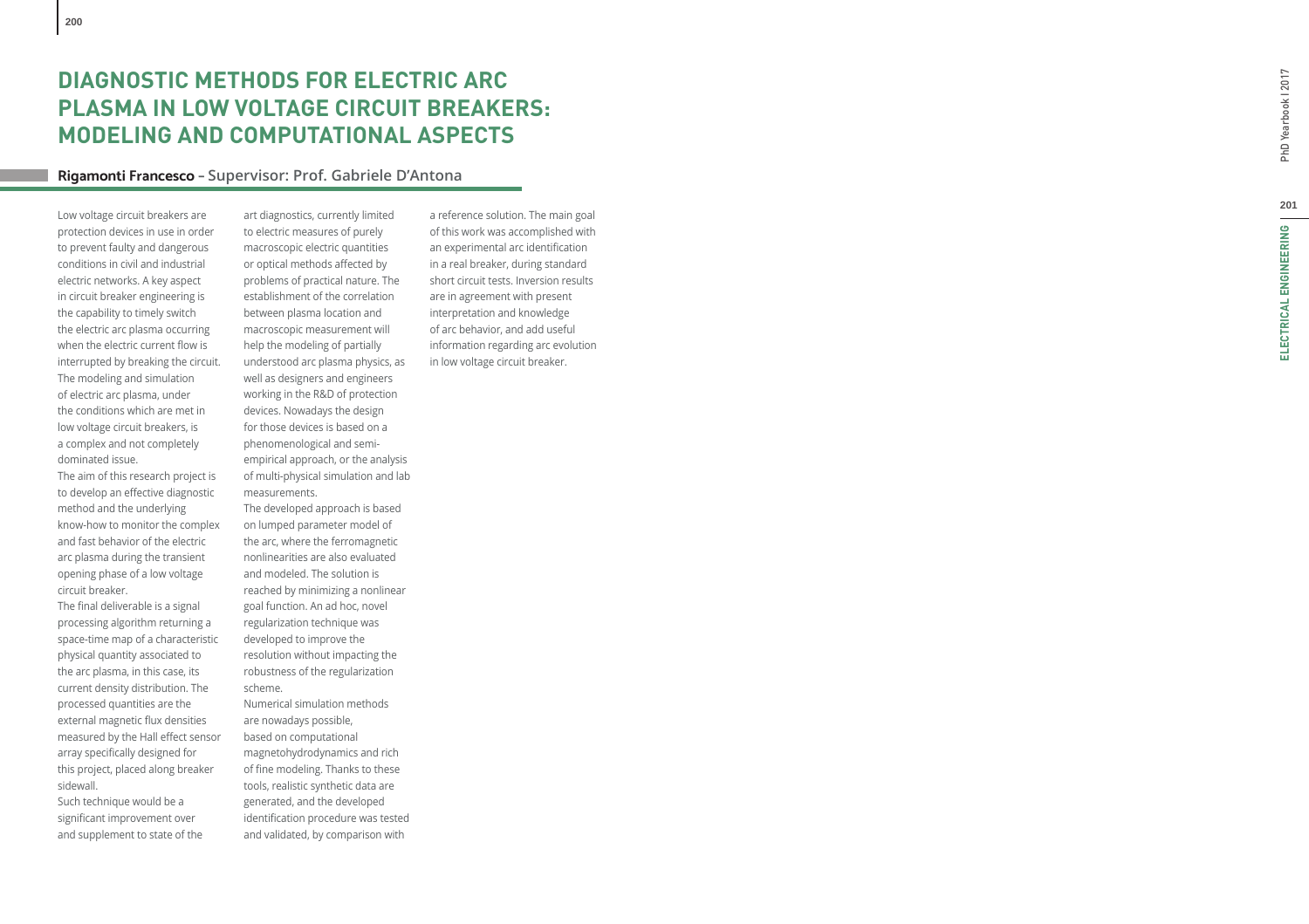# DIAGNOSTIC METHODS FOR ELECTRIC ARC PLASMA IN LOW VOLTAGE CIRCUIT BREAKERS: MODELING AND COMPUTATIONAL ASPECTS

**Rigamonti Francesco** – Supervisor: Prof. Gabriele D'Antona

Low voltage circuit breakers are protection devices in use in order to prevent faulty and dangerous conditions in civil and industrial electric networks. A key aspect in circuit breaker engineering is the capability to timely switch the electric arc plasma occurring when the electric current flow is interrupted by breaking the circuit. The modeling and simulation of electric arc plasma, under the conditions which are met in low voltage circuit breakers, is a complex and not completely dominated issue.

The aim of this research project is to develop an effective diagnostic method and the underlying know-how to monitor the complex and fast behavior of the electric arc plasma during the transient opening phase of a low voltage circuit breaker.

The final deliverable is a signal processing algorithm returning a space-time map of a characteristic physical quantity associated to the arc plasma, in this case, its current density distribution. The processed quantities are the external magnetic flux densities measured by the Hall effect sensor array specifically designed for this project, placed along breaker sidewall.

Such technique would be a significant improvement over and supplement to state of the art diagnostics, currently limited to electric measures of purely macroscopic electric quantities or optical methods affected by problems of practical nature. The establishment of the correlation between plasma location and macroscopic measurement will help the modeling of partially understood arc plasma physics, as well as designers and engineers working in the R&D of protection devices. Nowadays the design for those devices is based on a phenomenological and semi-empirical approach, or the analysis of multi-physical simulation and lab measurements.

The developed approach is based on lumped parameter model of the arc, where the ferromagnetic nonlinearities are also evaluated and modeled. The solution is reached by minimizing a nonlinear goal function. An ad hoc, novel regularization technique was developed to improve the resolution without impacting the robustness of the regularization scheme.

Numerical simulation methods are nowadays possible, based on computational magnetohydrodynamics and rich of fine modeling. Thanks to these tools, realistic synthetic data are generated, and the developed identification procedure was tested and validated, by comparison with a reference solution. The main goal of this work was accomplished with an experimental arc identification in a real breaker, during standard short circuit tests. Inversion results are in agreement with present interpretation and knowledge of arc behavior, and add useful information regarding arc evolution in low voltage circuit breaker.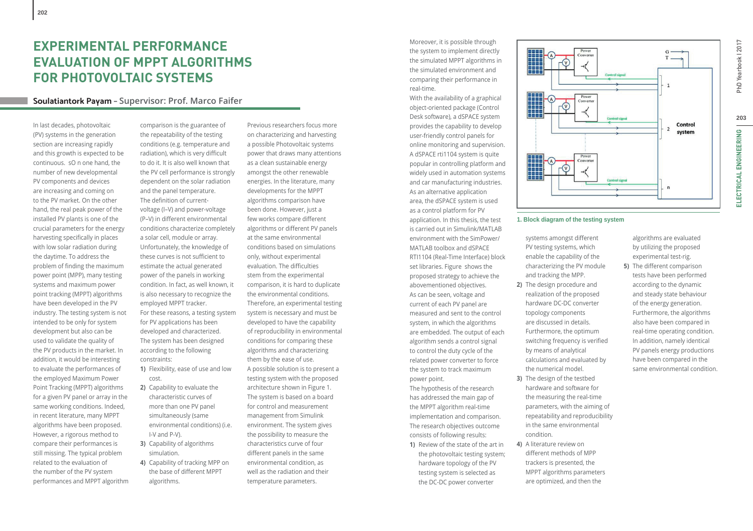# EXPERIMENTAL PERFORMANCE EVALUATION OF MPPT ALGORITHMS FOR PHOTOVOLTAIC SYSTEMS

**Soulatiantork Payam** – Supervisor: Prof. Marco Faifer

In last decades, photovoltaic (PV) systems in the generation section are increasing rapidly and this growth is expected to be continuous. sO n one hand, the number of new developmental PV components and devices are increasing and coming on to the PV market. On the other hand, the real peak power of the installed PV plants is one of the crucial parameters for the energy harvesting specifically in places with low solar radiation during the daytime. To address the problem of finding the maximum power point (MPP), many testing systems and maximum power point tracking (MPPT) algorithms have been developed in the PV industry. The testing system is not intended to be only for system development but also can be used to validate the quality of the PV products in the market. In addition, it would be interesting to evaluate the performances of the employed Maximum Power Point Tracking (MPPT) algorithms for a given PV panel or array in the same working conditions. Indeed, in recent literature, many MPPT algorithms have been proposed. However, a rigorous method to compare their performances is still missing. The typical problem related to the evaluation of the number of the PV system performances and MPPT algorithm comparison is the guarantee of the repeatability of the testing conditions (e.g. temperature and radiation), which is very difficult to do it. It is also well known that the PV cell performance is strongly dependent on the solar radiation and the panel temperature. The definition of current-voltage (I–V) and power-voltage (P–V) in different environmental conditions characterize completely a solar cell, module or array. Unfortunately, the knowledge of these curves is not sufficient to estimate the actual generated power of the panels in working condition. In fact, as well known, it is also necessary to recognize the employed MPPT tracker.

For these reasons, a testing system for PV applications has been developed and characterized. The system has been designed according to the following constraints:

1) Flexibility, ease of use and low cost.
2) Capability to evaluate the characteristic curves of more than one PV panel simultaneously (same environmental conditions) (i.e. I-V and P-V).
3) Capability of algorithms simulation.
4) Capability of tracking MPP on the base of different MPPT algorithms.

Previous researchers focus more on characterizing and harvesting a possible Photovoltaic systems power that draws many attentions as a clean sustainable energy amongst the other renewable energies. In the literature, many developments for the MPPT algorithms comparison have been done. However, just a few works compare different algorithms or different PV panels at the same environmental conditions based on simulations only, without experimental evaluation. The difficulties stem from the experimental comparison, it is hard to duplicate the environmental conditions. Therefore, an experimental testing system is necessary and must be developed to have the capability of reproducibility in environmental conditions for comparing these algorithms and characterizing them by the ease of use.

A possible solution is to present a testing system with the proposed architecture shown in Figure 1. The system is based on a board for control and measurement management from Simulink environment. The system gives the possibility to measure the characteristics curve of four different panels in the same environmental condition, as well as the radiation and their temperature parameters.

Moreover, it is possible through the system to implement directly the simulated MPPT algorithms in the simulated environment and comparing their performance in real-time.

With the availability of a graphical object-oriented package (Control Desk software), a dSPACE system provides the capability to develop user-friendly control panels for online monitoring and supervision. A dSPACE rti1104 system is quite popular in controlling platform and widely used in automation systems and car manufacturing industries. As an alternative application area, the dSPACE system is used as a control platform for PV application. In this thesis, the test is carried out in Simulink/MATLAB environment with the SimPower/ MATLAB toolbox and dSPACE RTI1104 (Real-Time Interface) block set libraries. Figure shows the proposed strategy to achieve the abovementioned objectives.

As can be seen, voltage and current of each PV panel are measured and sent to the control system, in which the algorithms are embedded. The output of each algorithm sends a control signal to control the duty cycle of the related power converter to force the system to track maximum power point.

The hypothesis of the research has addressed the main gap of the MPPT algorithm real-time implementation and comparison. The research objectives outcome consists of following results:

1) Review of the state of the art in the photovoltaic testing system; hardware topology of the PV testing system is selected as the DC-DC power converter systems amongst different PV testing systems, which enable the capability of characterizing the PV module and tracking the MPP.
2) The design procedure and realization of the proposed hardware DC-DC converter topology components are discussed in details. Furthermore, the optimum switching frequency is verified by means of analytical calculations and evaluated by the numerical model.
3) The design of the testbed hardware and software for the measuring the real-time parameters, with the aiming of repeatability and reproducibility in the same environmental condition.
4) A literature review on different methods of MPP trackers is presented, the MPPT algorithms parameters are optimized, and then the algorithms are evaluated by utilizing the proposed experimental test-rig.
5) The different comparison tests have been performed according to the dynamic and steady state behaviour of the energy generation. Furthermore, the algorithms also have been compared in real-time operating condition. In addition, namely identical PV panels energy productions have been compared in the same environmental condition.

1. Block diagram of the testing system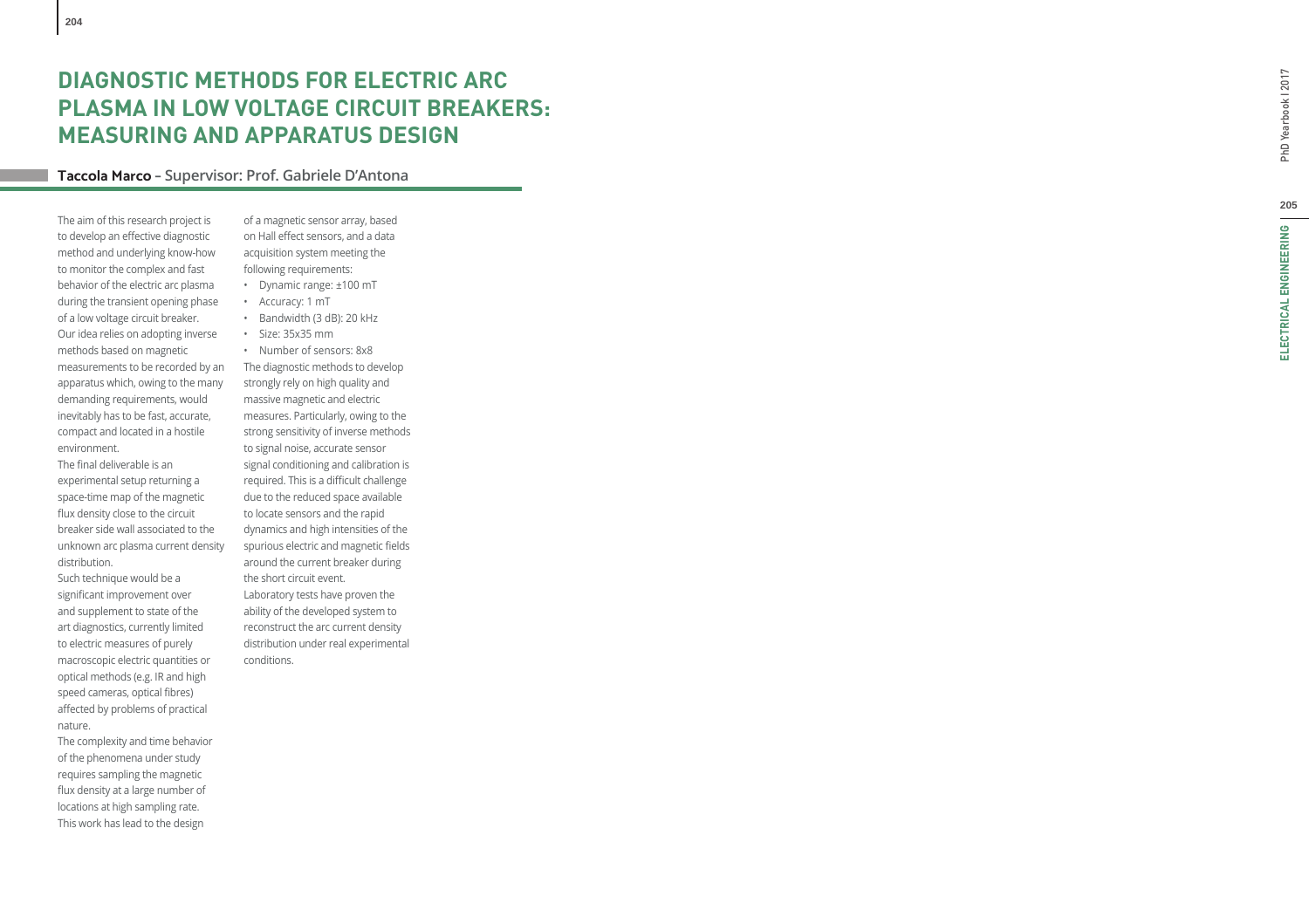# DIAGNOSTIC METHODS FOR ELECTRIC ARC PLASMA IN LOW VOLTAGE CIRCUIT BREAKERS: MEASURING AND APPARATUS DESIGN

**Taccola Marco** – Supervisor: Prof. Gabriele D'Antona

The aim of this research project is to develop an effective diagnostic method and underlying know-how to monitor the complex and fast behavior of the electric arc plasma during the transient opening phase of a low voltage circuit breaker. Our idea relies on adopting inverse methods based on magnetic measurements to be recorded by an apparatus which, owing to the many demanding requirements, would inevitably has to be fast, accurate, compact and located in a hostile environment.

The final deliverable is an experimental setup returning a space-time map of the magnetic flux density close to the circuit breaker side wall associated to the unknown arc plasma current density distribution.

Such technique would be a significant improvement over and supplement to state of the art diagnostics, currently limited to electric measures of purely macroscopic electric quantities or optical methods (e.g. IR and high speed cameras, optical fibres) affected by problems of practical nature.

The complexity and time behavior of the phenomena under study requires sampling the magnetic flux density at a large number of locations at high sampling rate. This work has lead to the design of a magnetic sensor array, based on Hall effect sensors, and a data acquisition system meeting the following requirements:

- Dynamic range: ±100 mT
- Accuracy: 1 mT
- Bandwidth (3 dB): 20 kHz
- Size: 35x35 mm
- Number of sensors: 8x8

The diagnostic methods to develop strongly rely on high quality and massive magnetic and electric measures. Particularly, owing to the strong sensitivity of inverse methods to signal noise, accurate sensor signal conditioning and calibration is required. This is a difficult challenge due to the reduced space available to locate sensors and the rapid dynamics and high intensities of the spurious electric and magnetic fields around the current breaker during the short circuit event.

Laboratory tests have proven the ability of the developed system to reconstruct the arc current density distribution under real experimental conditions.